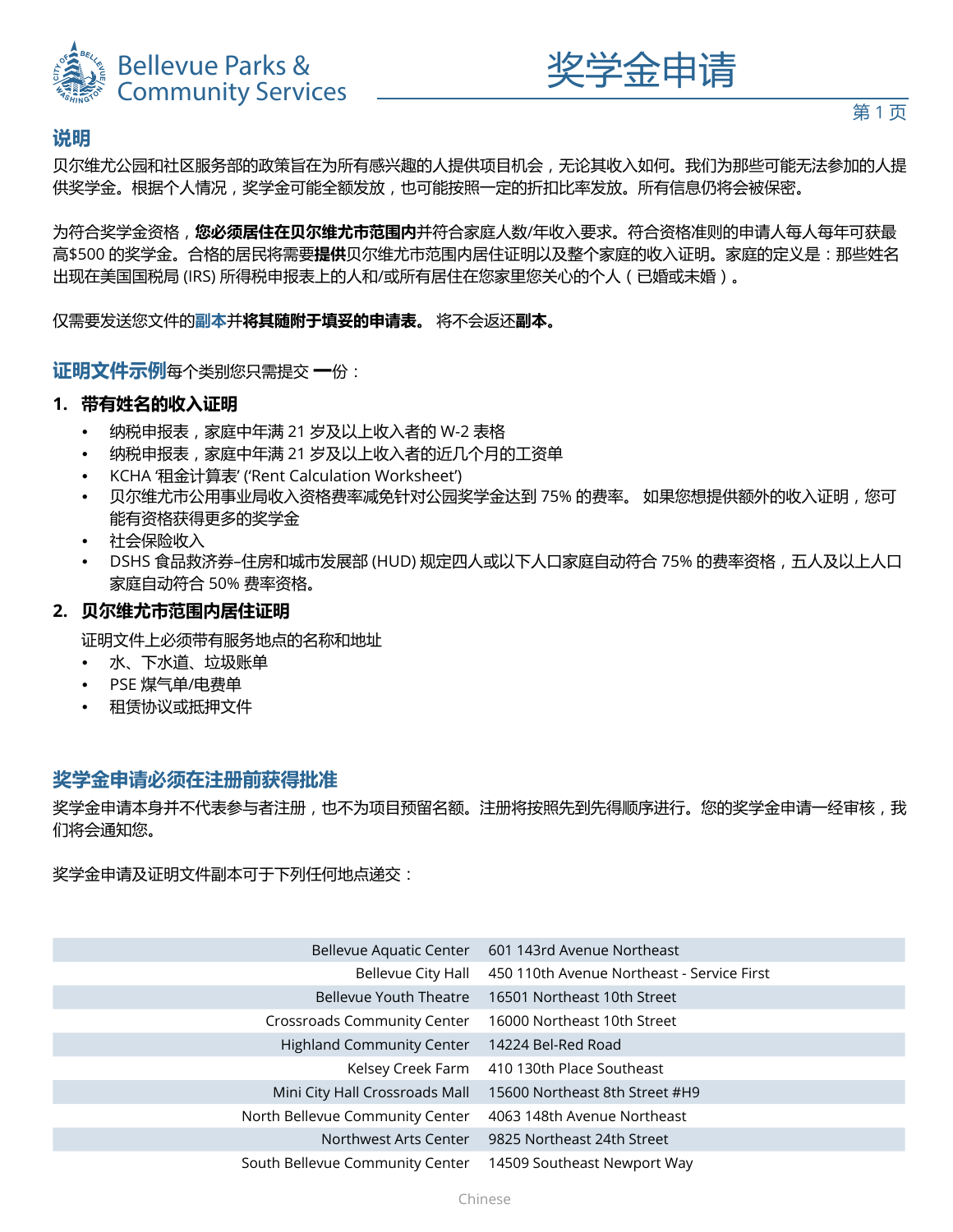Bellevue Parks & Community Services

# 奖学金申请

## 说明

贝尔维尤公园和社区服务部的政策旨在为所有感兴趣的人提供项目机会，无论其收入如何。我们为那些可能无法参加的人提供奖学金。根据个人情况，奖学金可能全额发放，也可能按照一定的折扣比率发放。所有信息仍将会被保密。

为符合奖学金资格，**您必须居住在贝尔维尤市范围内**并符合家庭人数/年收入要求。符合资格准则的申请人每人每年可获最高$500 的奖学金。合格的居民将需要**提供**贝尔维尤市范围内居住证明以及整个家庭的收入证明。家庭的定义是：那些姓名出现在美国国税局 (IRS) 所得税申报表上的人和/或所有居住在您家里您关心的个人（已婚或未婚）。

仅需要发送您文件的**副本**并**将其随附于填妥的申请表。** 将不会返还**副本。**

**证明文件示例**每个类别您只需提交 **一**份：

1. **带有姓名的收入证明**
   - 纳税申报表，家庭中年满 21 岁及以上收入者的 W-2 表格
   - 纳税申报表，家庭中年满 21 岁及以上收入者的近几个月的工资单
   - KCHA '租金计算表' ('Rent Calculation Worksheet')
   - 贝尔维尤市公用事业局收入资格费率减免针对公园奖学金达到 75% 的费率。 如果您想提供额外的收入证明，您可能有资格获得更多的奖学金
   - 社会保险收入
   - DSHS 食品救济券–住房和城市发展部 (HUD) 规定四人或以下人口家庭自动符合 75% 的费率资格，五人及以上人口家庭自动符合 50% 费率资格。
2. **贝尔维尤市范围内居住证明**

   证明文件上必须带有服务地点的名称和地址
   - 水、下水道、垃圾账单
   - PSE 煤气单/电费单
   - 租赁协议或抵押文件

## 奖学金申请必须在注册前获得批准

奖学金申请本身并不代表参与者注册，也不为项目预留名额。注册将按照先到先得顺序进行。您的奖学金申请一经审核，我们将会通知您。

奖学金申请及证明文件副本可于下列任何地点递交：

| 地点 | 地址 |
| --- | --- |
| Bellevue Aquatic Center | 601 143rd Avenue Northeast |
| Bellevue City Hall | 450 110th Avenue Northeast - Service First |
| Bellevue Youth Theatre | 16501 Northeast 10th Street |
| Crossroads Community Center | 16000 Northeast 10th Street |
| Highland Community Center | 14224 Bel-Red Road |
| Kelsey Creek Farm | 410 130th Place Southeast |
| Mini City Hall Crossroads Mall | 15600 Northeast 8th Street #H9 |
| North Bellevue Community Center | 4063 148th Avenue Northeast |
| Northwest Arts Center | 9825 Northeast 24th Street |
| South Bellevue Community Center | 14509 Southeast Newport Way |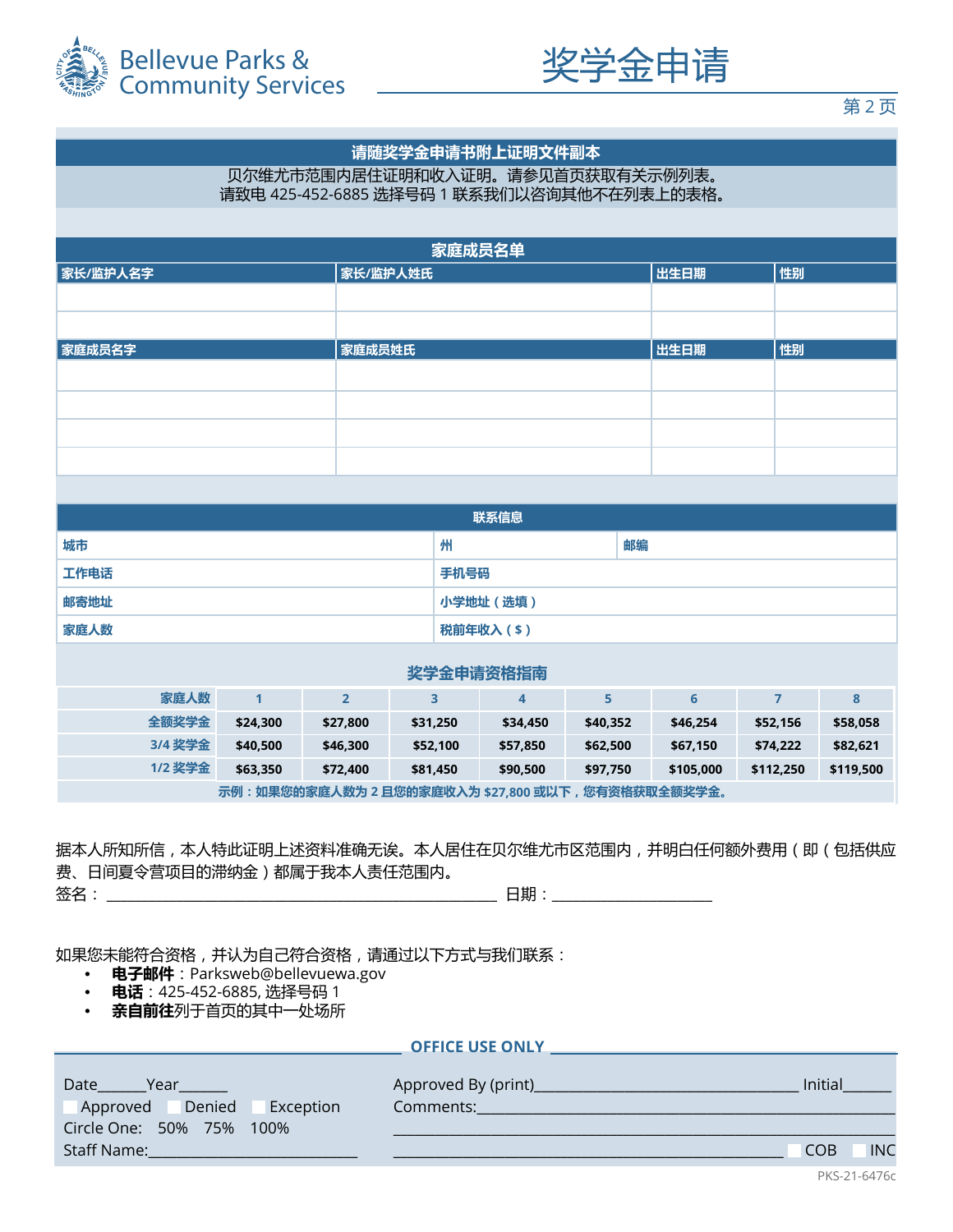Bellevue Parks & Community Services

# 奖学金申请

## 请随奖学金申请书附上证明文件副本

贝尔维尤市范围内居住证明和收入证明。请参见首页获取有关示例列表。
请致电 425-452-6885 选择号码 1 联系我们以咨询其他不在列表上的表格。

## 家庭成员名单

| 家长/监护人名字 | 家长/监护人姓氏 | 出生日期 | 性别 |
|---|---|---|---|
| | | | |
| | | | |

| 家庭成员名字 | 家庭成员姓氏 | 出生日期 | 性别 |
|---|---|---|---|
| | | | |
| | | | |
| | | | |
| | | | |

## 联系信息

| | | |
|---|---|---|
| 城市 | 州 | 邮编 |
| 工作电话 | 手机号码 | |
| 邮寄地址 | 小学地址（选填） | |
| 家庭人数 | 税前年收入（$） | |

## 奖学金申请资格指南

| 家庭人数 | 1 | 2 | 3 | 4 | 5 | 6 | 7 | 8 |
|---|---|---|---|---|---|---|---|---|
| 全额奖学金 | $24,300 | $27,800 | $31,250 | $34,450 | $40,352 | $46,254 | $52,156 | $58,058 |
| 3/4 奖学金 | $40,500 | $46,300 | $52,100 | $57,850 | $62,500 | $67,150 | $74,222 | $82,621 |
| 1/2 奖学金 | $63,350 | $72,400 | $81,450 | $90,500 | $97,750 | $105,000 | $112,250 | $119,500 |

示例：如果您的家庭人数为 2 且您的家庭收入为 $27,800 或以下，您有资格获取全额奖学金。

据本人所知所信，本人特此证明上述资料准确无诶。本人居住在贝尔维尤市区范围内，并明白任何额外费用（即（包括供应费、日间夏令营项目的滞纳金）都属于我本人责任范围内。

签名：_______________________________________________ 日期：__________________

如果您未能符合资格，并认为自己符合资格，请通过以下方式与我们联系：

- **电子邮件**：Parksweb@bellevuewa.gov
- **电话**：425-452-6885, 选择号码 1
- **亲自前往**列于首页的其中一处场所

### OFFICE USE ONLY

Date______Year______

☐ Approved ☐ Denied ☐ Exception

Circle One: 50% 75% 100%

Staff Name:__________________________

Approved By (print)________________________________ Initial______

Comments:_____________________________________________________

_____________________________________________________________

_____________________________________________ ☐ COB ☐ INC

PKS-21-6476c